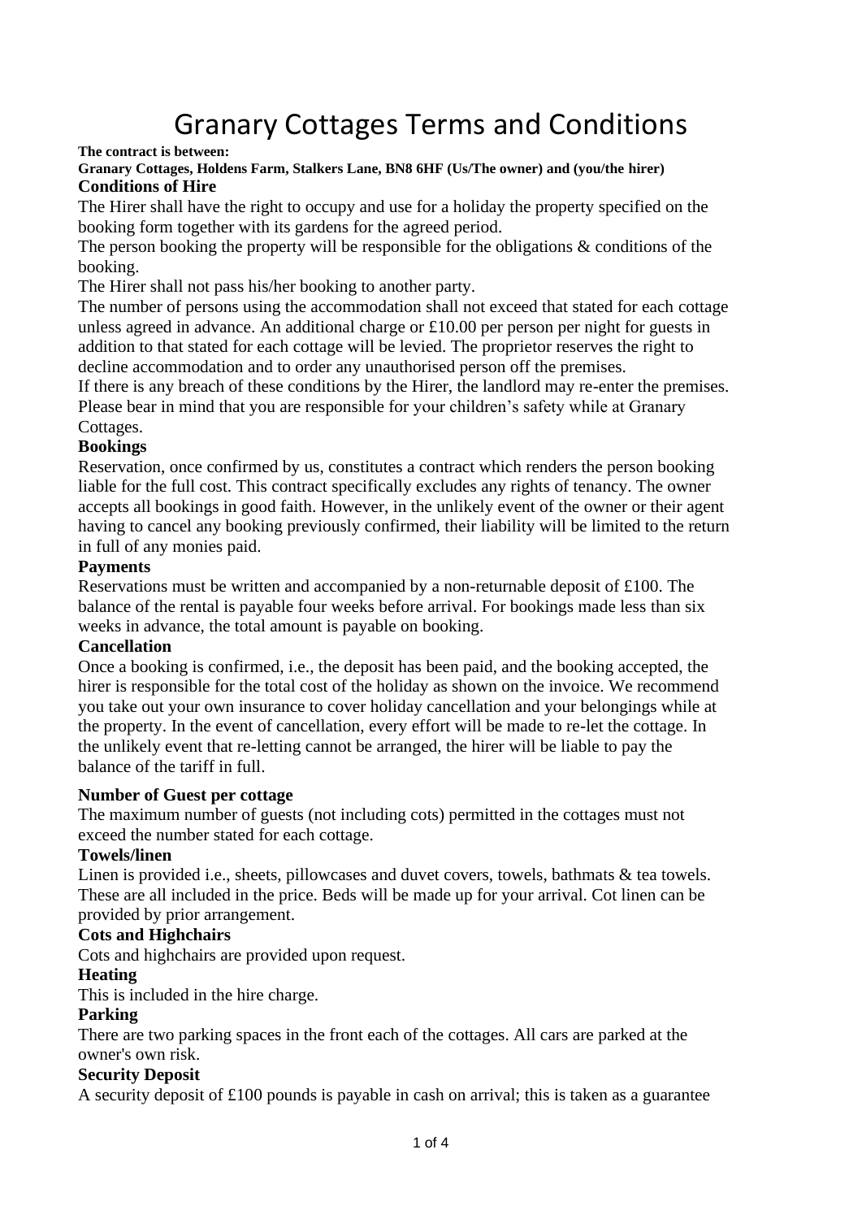# Granary Cottages Terms and Conditions

**The contract is between:**

**Granary Cottages, Holdens Farm, Stalkers Lane, BN8 6HF (Us/The owner) and (you/the hirer)**

**Conditions of Hire**

The Hirer shall have the right to occupy and use for a holiday the property specified on the booking form together with its gardens for the agreed period.

The person booking the property will be responsible for the obligations & conditions of the booking.

The Hirer shall not pass his/her booking to another party.

The number of persons using the accommodation shall not exceed that stated for each cottage unless agreed in advance. An additional charge or £10.00 per person per night for guests in addition to that stated for each cottage will be levied. The proprietor reserves the right to decline accommodation and to order any unauthorised person off the premises.

If there is any breach of these conditions by the Hirer, the landlord may re-enter the premises.

Please bear in mind that you are responsible for your children's safety while at Granary Cottages.

**Bookings**

Reservation, once confirmed by us, constitutes a contract which renders the person booking liable for the full cost. This contract specifically excludes any rights of tenancy. The owner accepts all bookings in good faith. However, in the unlikely event of the owner or their agent having to cancel any booking previously confirmed, their liability will be limited to the return in full of any monies paid.

**Payments**

Reservations must be written and accompanied by a non-returnable deposit of £100. The balance of the rental is payable four weeks before arrival. For bookings made less than six weeks in advance, the total amount is payable on booking.

**Cancellation**

Once a booking is confirmed, i.e., the deposit has been paid, and the booking accepted, the hirer is responsible for the total cost of the holiday as shown on the invoice. We recommend you take out your own insurance to cover holiday cancellation and your belongings while at the property. In the event of cancellation, every effort will be made to re-let the cottage. In the unlikely event that re-letting cannot be arranged, the hirer will be liable to pay the balance of the tariff in full.

**Number of Guest per cottage**

The maximum number of guests (not including cots) permitted in the cottages must not exceed the number stated for each cottage.

**Towels/linen**

Linen is provided i.e., sheets, pillowcases and duvet covers, towels, bathmats & tea towels. These are all included in the price. Beds will be made up for your arrival. Cot linen can be provided by prior arrangement.

**Cots and Highchairs**

Cots and highchairs are provided upon request.

**Heating**

This is included in the hire charge.

**Parking**

There are two parking spaces in the front each of the cottages. All cars are parked at the owner's own risk.

**Security Deposit**

A security deposit of £100 pounds is payable in cash on arrival; this is taken as a guarantee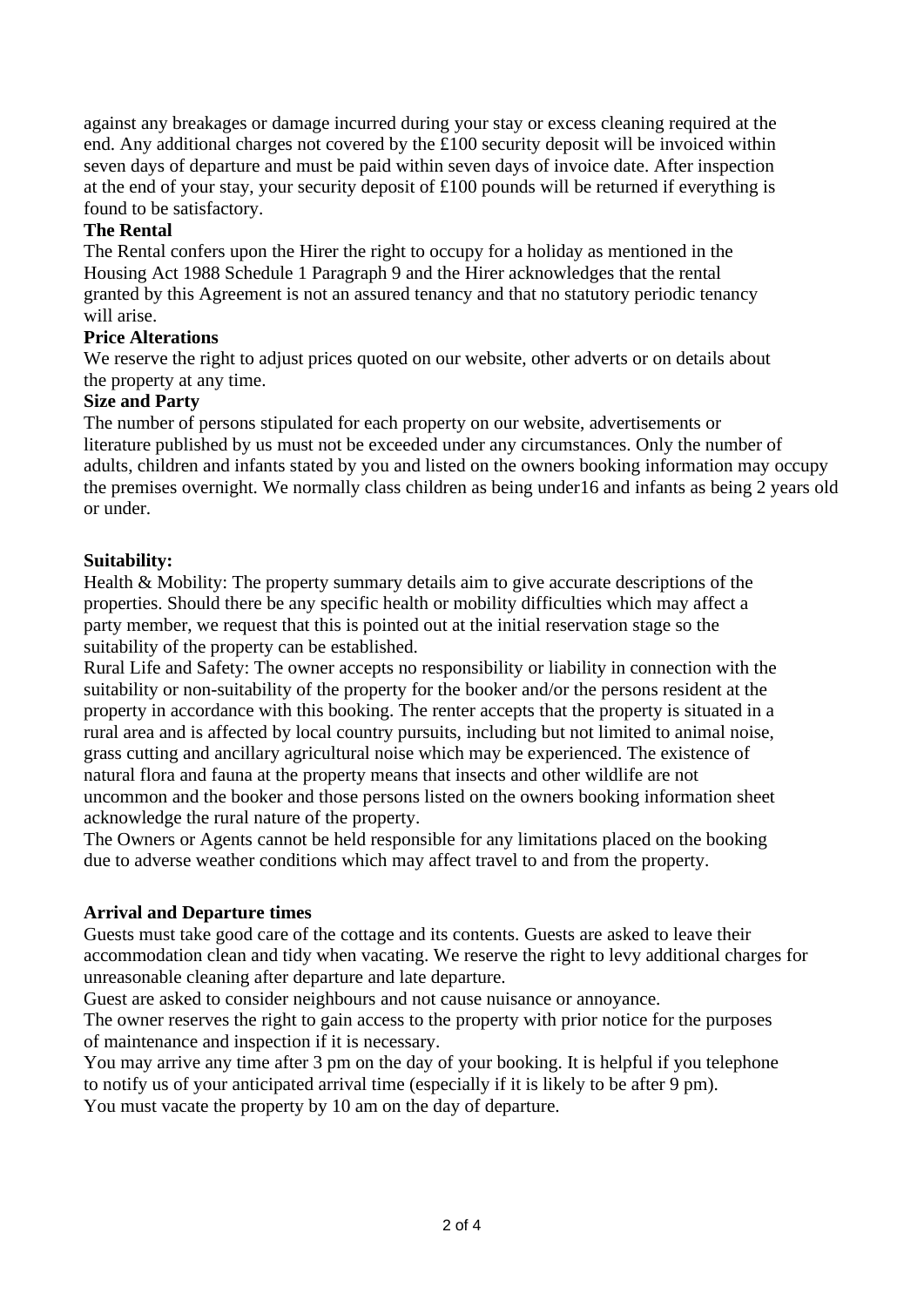against any breakages or damage incurred during your stay or excess cleaning required at the end. Any additional charges not covered by the £100 security deposit will be invoiced within seven days of departure and must be paid within seven days of invoice date. After inspection at the end of your stay, your security deposit of £100 pounds will be returned if everything is found to be satisfactory.

**The Rental**

The Rental confers upon the Hirer the right to occupy for a holiday as mentioned in the Housing Act 1988 Schedule 1 Paragraph 9 and the Hirer acknowledges that the rental granted by this Agreement is not an assured tenancy and that no statutory periodic tenancy will arise.

**Price Alterations**

We reserve the right to adjust prices quoted on our website, other adverts or on details about the property at any time.

**Size and Party**

The number of persons stipulated for each property on our website, advertisements or literature published by us must not be exceeded under any circumstances. Only the number of adults, children and infants stated by you and listed on the owners booking information may occupy the premises overnight. We normally class children as being under16 and infants as being 2 years old or under.

**Suitability:**

Health & Mobility: The property summary details aim to give accurate descriptions of the properties. Should there be any specific health or mobility difficulties which may affect a party member, we request that this is pointed out at the initial reservation stage so the suitability of the property can be established.

Rural Life and Safety: The owner accepts no responsibility or liability in connection with the suitability or non-suitability of the property for the booker and/or the persons resident at the property in accordance with this booking. The renter accepts that the property is situated in a rural area and is affected by local country pursuits, including but not limited to animal noise, grass cutting and ancillary agricultural noise which may be experienced. The existence of natural flora and fauna at the property means that insects and other wildlife are not uncommon and the booker and those persons listed on the owners booking information sheet acknowledge the rural nature of the property.

The Owners or Agents cannot be held responsible for any limitations placed on the booking due to adverse weather conditions which may affect travel to and from the property.

**Arrival and Departure times**

Guests must take good care of the cottage and its contents. Guests are asked to leave their accommodation clean and tidy when vacating. We reserve the right to levy additional charges for unreasonable cleaning after departure and late departure.

Guest are asked to consider neighbours and not cause nuisance or annoyance.

The owner reserves the right to gain access to the property with prior notice for the purposes of maintenance and inspection if it is necessary.

You may arrive any time after 3 pm on the day of your booking. It is helpful if you telephone to notify us of your anticipated arrival time (especially if it is likely to be after 9 pm).

You must vacate the property by 10 am on the day of departure.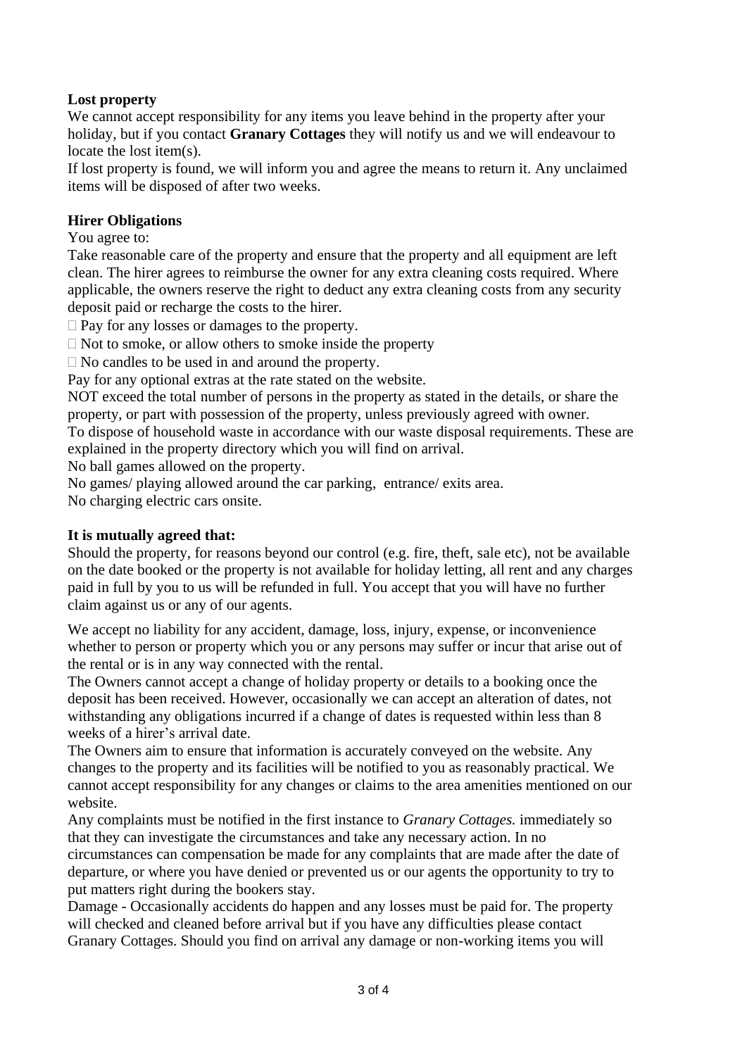**Lost property**

We cannot accept responsibility for any items you leave behind in the property after your holiday, but if you contact **Granary Cottages** they will notify us and we will endeavour to locate the lost item(s).

If lost property is found, we will inform you and agree the means to return it. Any unclaimed items will be disposed of after two weeks.

**Hirer Obligations**

You agree to:

Take reasonable care of the property and ensure that the property and all equipment are left clean. The hirer agrees to reimburse the owner for any extra cleaning costs required. Where applicable, the owners reserve the right to deduct any extra cleaning costs from any security deposit paid or recharge the costs to the hirer.

- Pay for any losses or damages to the property.
- Not to smoke, or allow others to smoke inside the property
- No candles to be used in and around the property.

Pay for any optional extras at the rate stated on the website.

NOT exceed the total number of persons in the property as stated in the details, or share the property, or part with possession of the property, unless previously agreed with owner.

To dispose of household waste in accordance with our waste disposal requirements. These are explained in the property directory which you will find on arrival.

No ball games allowed on the property.

No games/ playing allowed around the car parking, entrance/ exits area.

No charging electric cars onsite.

**It is mutually agreed that:**

Should the property, for reasons beyond our control (e.g. fire, theft, sale etc), not be available on the date booked or the property is not available for holiday letting, all rent and any charges paid in full by you to us will be refunded in full. You accept that you will have no further claim against us or any of our agents.

We accept no liability for any accident, damage, loss, injury, expense, or inconvenience whether to person or property which you or any persons may suffer or incur that arise out of the rental or is in any way connected with the rental.

The Owners cannot accept a change of holiday property or details to a booking once the deposit has been received. However, occasionally we can accept an alteration of dates, not withstanding any obligations incurred if a change of dates is requested within less than 8 weeks of a hirer's arrival date.

The Owners aim to ensure that information is accurately conveyed on the website. Any changes to the property and its facilities will be notified to you as reasonably practical. We cannot accept responsibility for any changes or claims to the area amenities mentioned on our website.

Any complaints must be notified in the first instance to *Granary Cottages.* immediately so that they can investigate the circumstances and take any necessary action. In no circumstances can compensation be made for any complaints that are made after the date of departure, or where you have denied or prevented us or our agents the opportunity to try to put matters right during the bookers stay.

Damage - Occasionally accidents do happen and any losses must be paid for. The property will checked and cleaned before arrival but if you have any difficulties please contact Granary Cottages. Should you find on arrival any damage or non-working items you will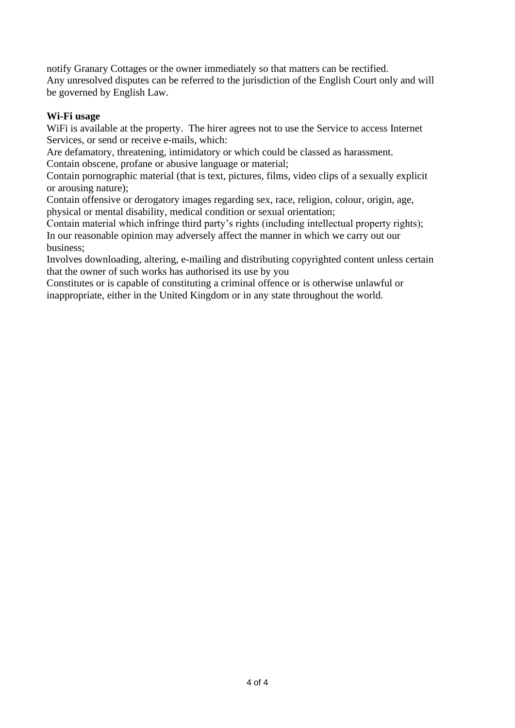notify Granary Cottages or the owner immediately so that matters can be rectified.
Any unresolved disputes can be referred to the jurisdiction of the English Court only and will be governed by English Law.

**Wi-Fi usage**

WiFi is available at the property. The hirer agrees not to use the Service to access Internet Services, or send or receive e-mails, which:

Are defamatory, threatening, intimidatory or which could be classed as harassment.

Contain obscene, profane or abusive language or material;

Contain pornographic material (that is text, pictures, films, video clips of a sexually explicit or arousing nature);

Contain offensive or derogatory images regarding sex, race, religion, colour, origin, age, physical or mental disability, medical condition or sexual orientation;

Contain material which infringe third party's rights (including intellectual property rights);

In our reasonable opinion may adversely affect the manner in which we carry out our business;

Involves downloading, altering, e-mailing and distributing copyrighted content unless certain that the owner of such works has authorised its use by you

Constitutes or is capable of constituting a criminal offence or is otherwise unlawful or inappropriate, either in the United Kingdom or in any state throughout the world.